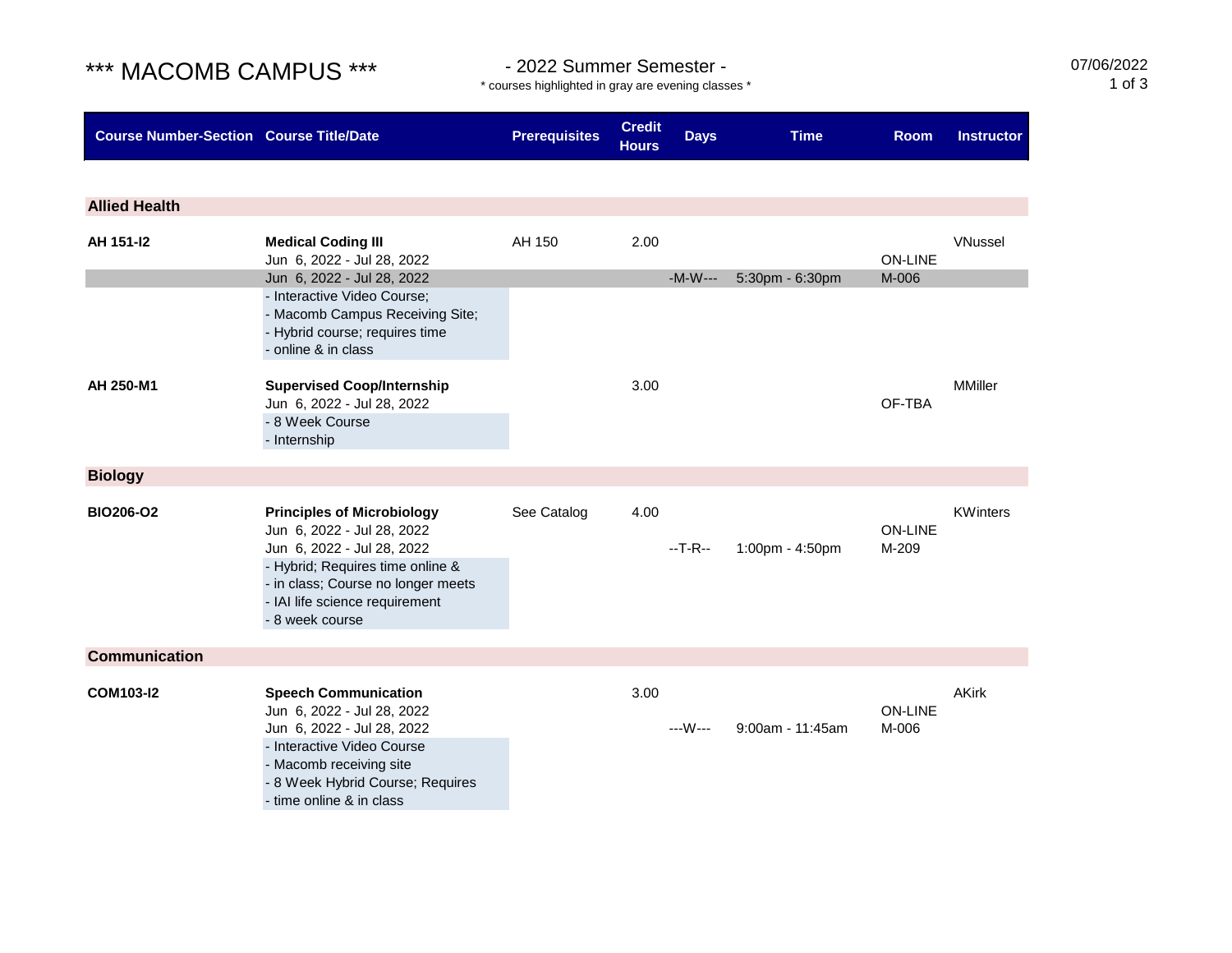# *** MACOMB CAMPUS ***

## - 2022 Summer Semester -

* courses highlighted in gray are evening classes *

07/06/2022

| Course Number-Section | Course Title/Date | Prerequisites | Credit Hours | Days | Time | Room | Instructor |
|---|---|---|---|---|---|---|---|
| **Allied Health** | | | | | | | |
| **AH 151-I2** | **Medical Coding III** | AH 150 | 2.00 | | | | VNussel |
| | Jun 6, 2022 - Jul 28, 2022 | | | | | ON-LINE | |
| | Jun 6, 2022 - Jul 28, 2022 | | | -M-W--- | 5:30pm - 6:30pm | M-006 | |
| | - Interactive Video Course;<br>- Macomb Campus Receiving Site;<br>- Hybrid course; requires time<br>- online & in class | | | | | | |
| **AH 250-M1** | **Supervised Coop/Internship** | | 3.00 | | | | MMiller |
| | Jun 6, 2022 - Jul 28, 2022 | | | | | OF-TBA | |
| | - 8 Week Course<br>- Internship | | | | | | |
| **Biology** | | | | | | | |
| **BIO206-O2** | **Principles of Microbiology** | See Catalog | 4.00 | | | | KWinters |
| | Jun 6, 2022 - Jul 28, 2022 | | | | | ON-LINE | |
| | Jun 6, 2022 - Jul 28, 2022 | | | --T-R-- | 1:00pm - 4:50pm | M-209 | |
| | - Hybrid; Requires time online &<br>- in class; Course no longer meets<br>- IAI life science requirement<br>- 8 week course | | | | | | |
| **Communication** | | | | | | | |
| **COM103-I2** | **Speech Communication** | | 3.00 | | | | AKirk |
| | Jun 6, 2022 - Jul 28, 2022 | | | | | ON-LINE | |
| | Jun 6, 2022 - Jul 28, 2022 | | | ---W--- | 9:00am - 11:45am | M-006 | |
| | - Interactive Video Course<br>- Macomb receiving site<br>- 8 Week Hybrid Course; Requires<br>- time online & in class | | | | | | |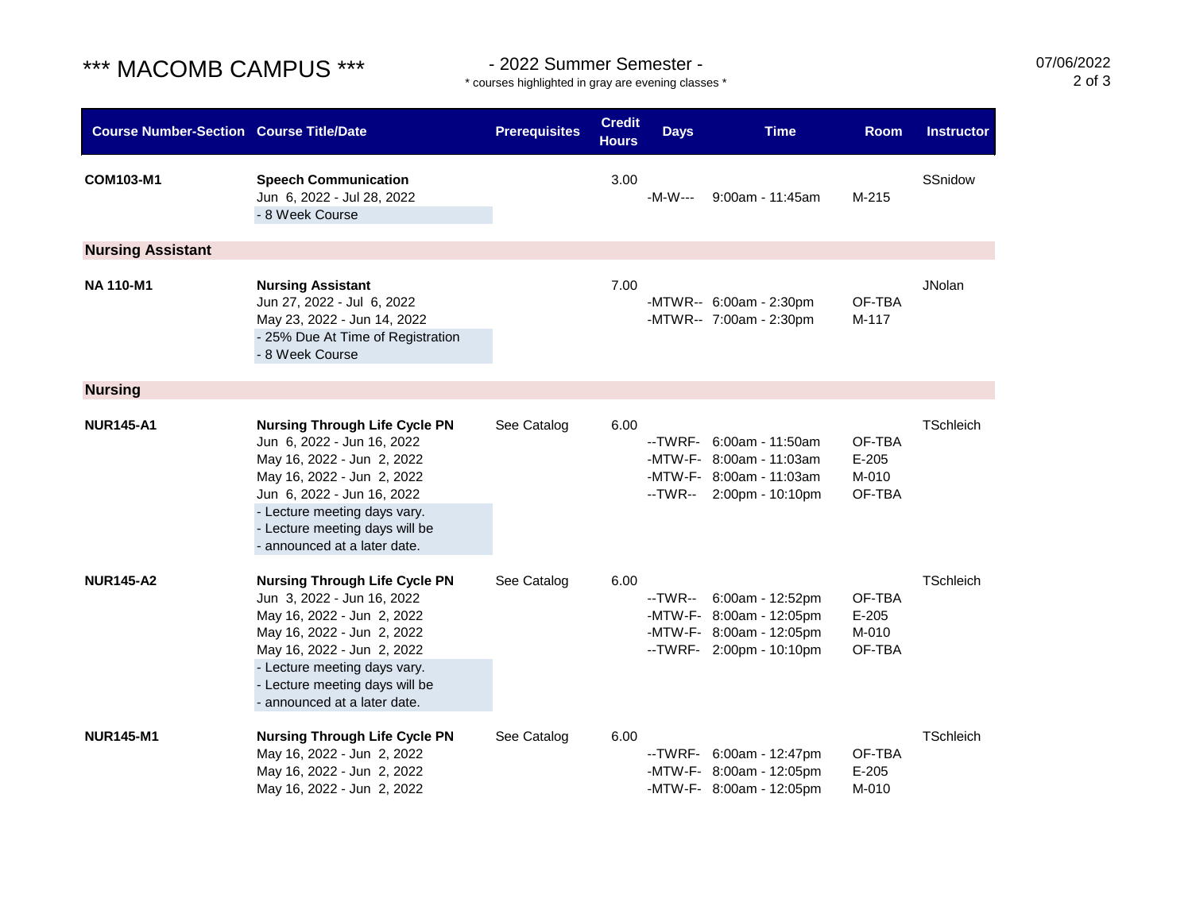# *** MACOMB CAMPUS ***

## - 2022 Summer Semester -

* courses highlighted in gray are evening classes *

07/06/2022

| Course Number-Section | Course Title/Date | Prerequisites | Credit Hours | Days | Time | Room | Instructor |
|---|---|---|---|---|---|---|---|
| **COM103-M1** | **Speech Communication** | | 3.00 | | | | SSnidow |
| | Jun 6, 2022 - Jul 28, 2022 | | | -M-W--- | 9:00am - 11:45am | M-215 | |
| | - 8 Week Course | | | | | | |
| **Nursing Assistant** | | | | | | | |
| **NA 110-M1** | **Nursing Assistant** | | 7.00 | | | | JNolan |
| | Jun 27, 2022 - Jul 6, 2022 | | | -MTWR-- | 6:00am - 2:30pm | OF-TBA | |
| | May 23, 2022 - Jun 14, 2022 | | | -MTWR-- | 7:00am - 2:30pm | M-117 | |
| | - 25% Due At Time of Registration | | | | | | |
| | - 8 Week Course | | | | | | |
| **Nursing** | | | | | | | |
| **NUR145-A1** | **Nursing Through Life Cycle PN** | See Catalog | 6.00 | | | | TSchleich |
| | Jun 6, 2022 - Jun 16, 2022 | | | --TWRF- | 6:00am - 11:50am | OF-TBA | |
| | May 16, 2022 - Jun 2, 2022 | | | -MTW-F- | 8:00am - 11:03am | E-205 | |
| | May 16, 2022 - Jun 2, 2022 | | | -MTW-F- | 8:00am - 11:03am | M-010 | |
| | Jun 6, 2022 - Jun 16, 2022 | | | --TWR-- | 2:00pm - 10:10pm | OF-TBA | |
| | - Lecture meeting days vary. | | | | | | |
| | - Lecture meeting days will be | | | | | | |
| | - announced at a later date. | | | | | | |
| **NUR145-A2** | **Nursing Through Life Cycle PN** | See Catalog | 6.00 | | | | TSchleich |
| | Jun 3, 2022 - Jun 16, 2022 | | | --TWR-- | 6:00am - 12:52pm | OF-TBA | |
| | May 16, 2022 - Jun 2, 2022 | | | -MTW-F- | 8:00am - 12:05pm | E-205 | |
| | May 16, 2022 - Jun 2, 2022 | | | -MTW-F- | 8:00am - 12:05pm | M-010 | |
| | May 16, 2022 - Jun 2, 2022 | | | --TWRF- | 2:00pm - 10:10pm | OF-TBA | |
| | - Lecture meeting days vary. | | | | | | |
| | - Lecture meeting days will be | | | | | | |
| | - announced at a later date. | | | | | | |
| **NUR145-M1** | **Nursing Through Life Cycle PN** | See Catalog | 6.00 | | | | TSchleich |
| | May 16, 2022 - Jun 2, 2022 | | | --TWRF- | 6:00am - 12:47pm | OF-TBA | |
| | May 16, 2022 - Jun 2, 2022 | | | -MTW-F- | 8:00am - 12:05pm | E-205 | |
| | May 16, 2022 - Jun 2, 2022 | | | -MTW-F- | 8:00am - 12:05pm | M-010 | |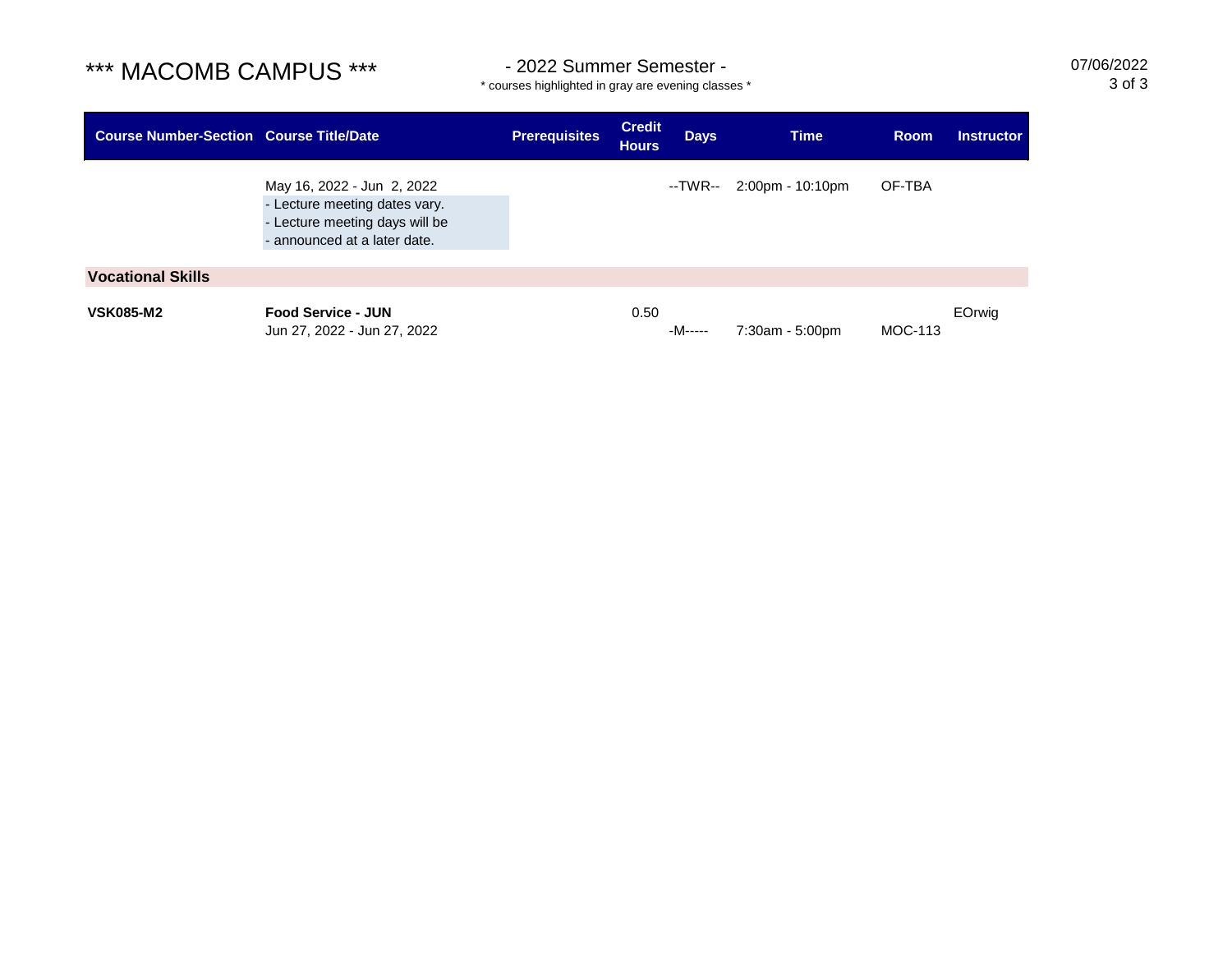# *** MACOMB CAMPUS ***

- 2022 Summer Semester -

* courses highlighted in gray are evening classes *

07/06/2022

| Course Number-Section | Course Title/Date | Prerequisites | Credit Hours | Days | Time | Room | Instructor |
|---|---|---|---|---|---|---|---|
| | May 16, 2022 - Jun 2, 2022<br>- Lecture meeting dates vary.<br>- Lecture meeting days will be<br>- announced at a later date. | | | --TWR-- | 2:00pm - 10:10pm | OF-TBA | |
| **Vocational Skills** | | | | | | | |
| **VSK085-M2** | **Food Service - JUN** | | 0.50 | | | | EOrwig |
| | Jun 27, 2022 - Jun 27, 2022 | | | -M----- | 7:30am - 5:00pm | MOC-113 | |